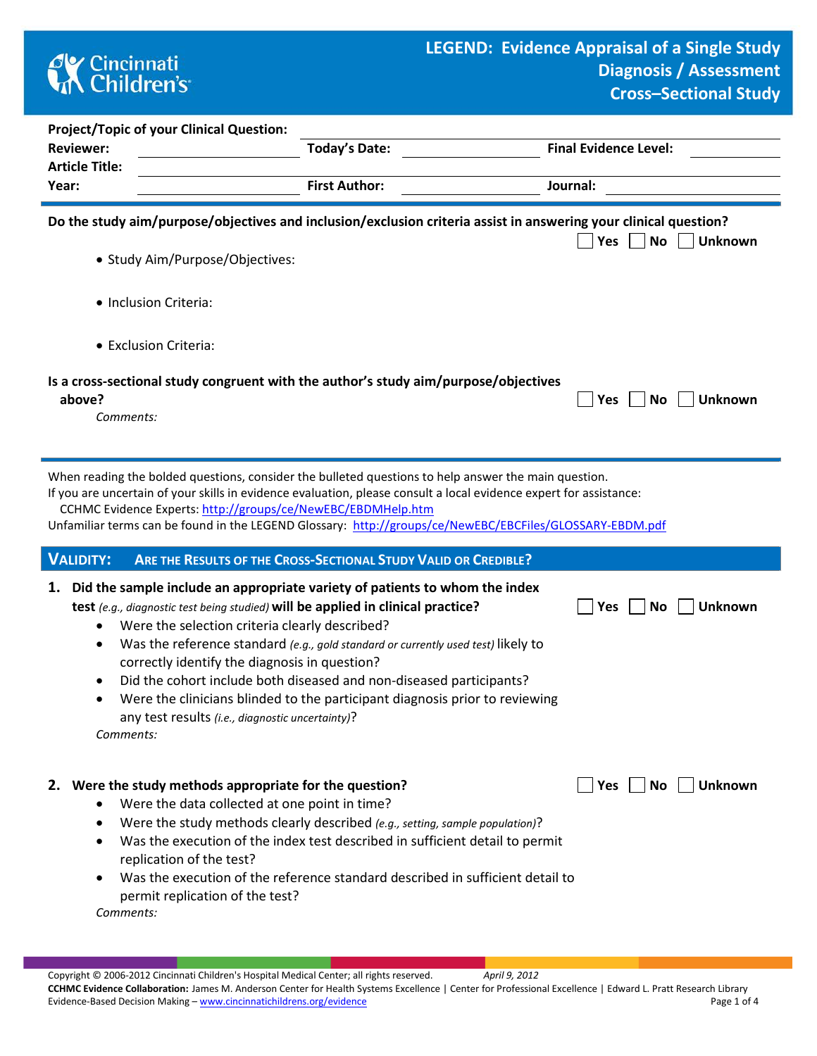# LEGEND: Evidence Appraisal of a Single Study
## Diagnosis / Assessment
## Cross–Sectional Study

**Project/Topic of your Clinical Question:** \_\_\_\_\_\_\_\_\_\_

**Reviewer:** \_\_\_\_\_\_\_\_\_\_ **Today's Date:** \_\_\_\_\_\_\_\_\_\_ **Final Evidence Level:** \_\_\_\_\_\_\_\_\_\_

**Article Title:** \_\_\_\_\_\_\_\_\_\_

**Year:** \_\_\_\_\_\_\_\_\_\_ **First Author:** \_\_\_\_\_\_\_\_\_\_ **Journal:** \_\_\_\_\_\_\_\_\_\_

---

**Do the study aim/purpose/objectives and inclusion/exclusion criteria assist in answering your clinical question?** ☐ Yes ☐ No ☐ Unknown

- Study Aim/Purpose/Objectives:
- Inclusion Criteria:
- Exclusion Criteria:

**Is a cross-sectional study congruent with the author's study aim/purpose/objectives above?** ☐ Yes ☐ No ☐ Unknown

*Comments:*

---

When reading the bolded questions, consider the bulleted questions to help answer the main question.
If you are uncertain of your skills in evidence evaluation, please consult a local evidence expert for assistance:
CCHMC Evidence Experts: http://groups/ce/NewEBC/EBDMHelp.htm
Unfamiliar terms can be found in the LEGEND Glossary: http://groups/ce/NewEBC/EBCFiles/GLOSSARY-EBDM.pdf

## VALIDITY: ARE THE RESULTS OF THE CROSS-SECTIONAL STUDY VALID OR CREDIBLE?

**1. Did the sample include an appropriate variety of patients to whom the index test** *(e.g., diagnostic test being studied)* **will be applied in clinical practice?** ☐ Yes ☐ No ☐ Unknown

- Were the selection criteria clearly described?
- Was the reference standard *(e.g., gold standard or currently used test)* likely to correctly identify the diagnosis in question?
- Did the cohort include both diseased and non-diseased participants?
- Were the clinicians blinded to the participant diagnosis prior to reviewing any test results *(i.e., diagnostic uncertainty)*?

*Comments:*

**2. Were the study methods appropriate for the question?** ☐ Yes ☐ No ☐ Unknown

- Were the data collected at one point in time?
- Were the study methods clearly described *(e.g., setting, sample population)*?
- Was the execution of the index test described in sufficient detail to permit replication of the test?
- Was the execution of the reference standard described in sufficient detail to permit replication of the test?

*Comments:*

---

Copyright © 2006-2012 Cincinnati Children's Hospital Medical Center; all rights reserved. *April 9, 2012*
**CCHMC Evidence Collaboration:** James M. Anderson Center for Health Systems Excellence | Center for Professional Excellence | Edward L. Pratt Research Library
Evidence-Based Decision Making – www.cincinnatichildrens.org/evidence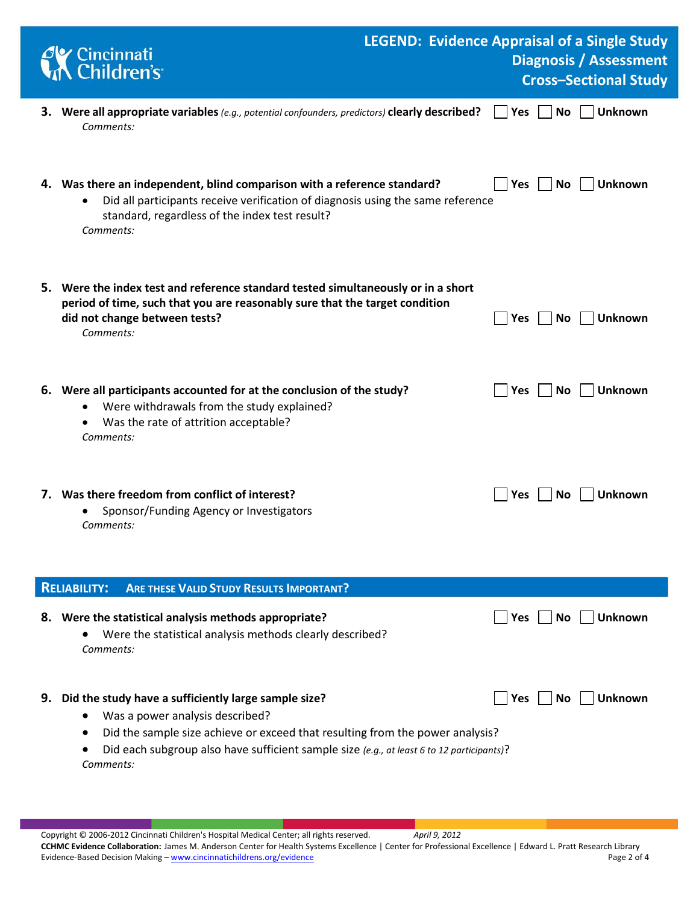**3. Were all appropriate variables** *(e.g., potential confounders, predictors)* **clearly described?** ☐ Yes ☐ No ☐ Unknown

*Comments:*

**4. Was there an independent, blind comparison with a reference standard?** ☐ Yes ☐ No ☐ Unknown

- Did all participants receive verification of diagnosis using the same reference standard, regardless of the index test result?

*Comments:*

**5. Were the index test and reference standard tested simultaneously or in a short period of time, such that you are reasonably sure that the target condition did not change between tests?** ☐ Yes ☐ No ☐ Unknown

*Comments:*

**6. Were all participants accounted for at the conclusion of the study?** ☐ Yes ☐ No ☐ Unknown

- Were withdrawals from the study explained?
- Was the rate of attrition acceptable?

*Comments:*

**7. Was there freedom from conflict of interest?** ☐ Yes ☐ No ☐ Unknown

- Sponsor/Funding Agency or Investigators

*Comments:*

## RELIABILITY: ARE THESE VALID STUDY RESULTS IMPORTANT?

**8. Were the statistical analysis methods appropriate?** ☐ Yes ☐ No ☐ Unknown

- Were the statistical analysis methods clearly described?

*Comments:*

**9. Did the study have a sufficiently large sample size?** ☐ Yes ☐ No ☐ Unknown

- Was a power analysis described?
- Did the sample size achieve or exceed that resulting from the power analysis?
- Did each subgroup also have sufficient sample size *(e.g., at least 6 to 12 participants)*?

*Comments:*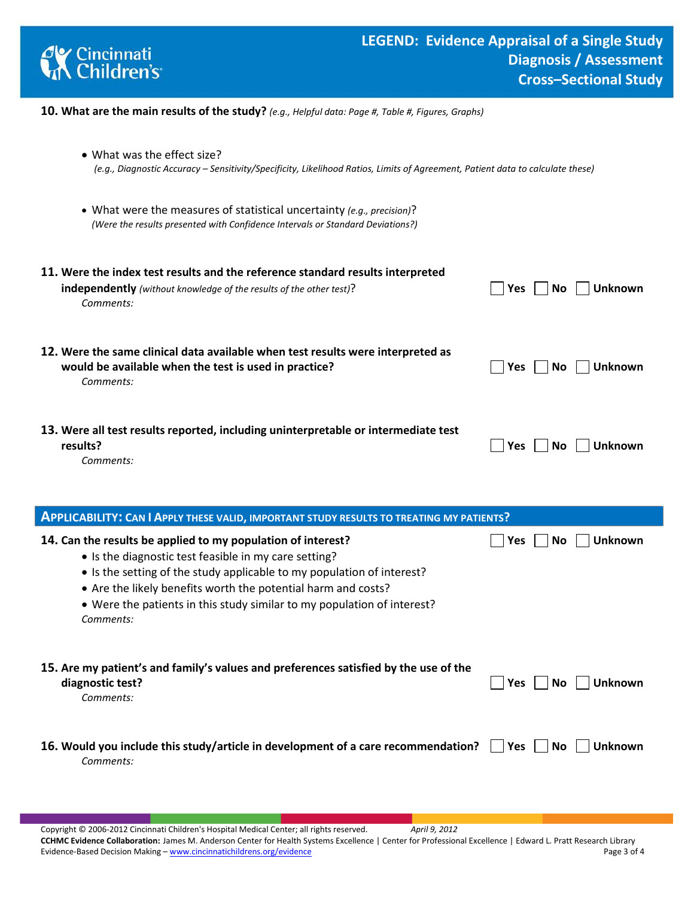**10. What are the main results of the study?** *(e.g., Helpful data: Page #, Table #, Figures, Graphs)*

- What was the effect size?
  *(e.g., Diagnostic Accuracy – Sensitivity/Specificity, Likelihood Ratios, Limits of Agreement, Patient data to calculate these)*

- What were the measures of statistical uncertainty *(e.g., precision)*?
  *(Were the results presented with Confidence Intervals or Standard Deviations?)*

**11. Were the index test results and the reference standard results interpreted independently** *(without knowledge of the results of the other test)*? ☐ Yes ☐ No ☐ Unknown

*Comments:*

**12. Were the same clinical data available when test results were interpreted as would be available when the test is used in practice?** ☐ Yes ☐ No ☐ Unknown

*Comments:*

**13. Were all test results reported, including uninterpretable or intermediate test results?** ☐ Yes ☐ No ☐ Unknown

*Comments:*

## APPLICABILITY: CAN I APPLY THESE VALID, IMPORTANT STUDY RESULTS TO TREATING MY PATIENTS?

**14. Can the results be applied to my population of interest?** ☐ Yes ☐ No ☐ Unknown

- Is the diagnostic test feasible in my care setting?
- Is the setting of the study applicable to my population of interest?
- Are the likely benefits worth the potential harm and costs?
- Were the patients in this study similar to my population of interest?

*Comments:*

**15. Are my patient's and family's values and preferences satisfied by the use of the diagnostic test?** ☐ Yes ☐ No ☐ Unknown

*Comments:*

**16. Would you include this study/article in development of a care recommendation?** ☐ Yes ☐ No ☐ Unknown

*Comments:*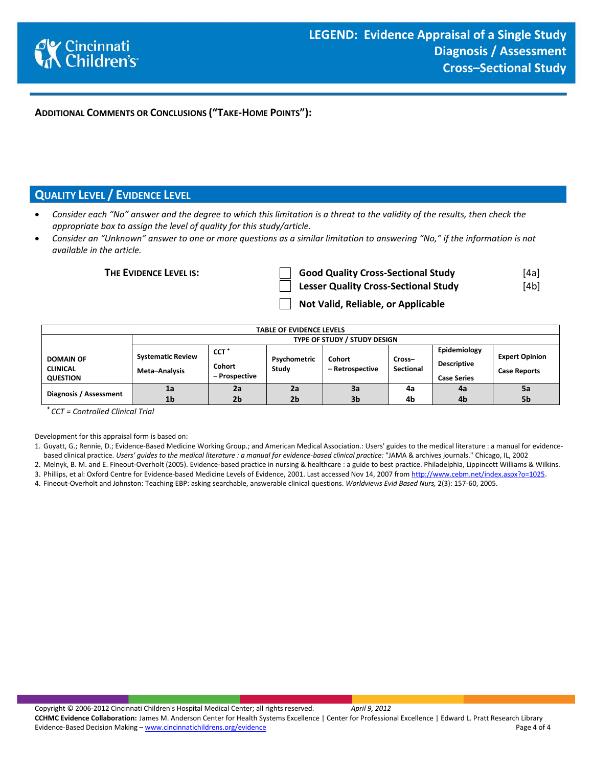# LEGEND: Evidence Appraisal of a Single Study
## Diagnosis / Assessment
## Cross–Sectional Study

**ADDITIONAL COMMENTS OR CONCLUSIONS ("TAKE-HOME POINTS"):**

## QUALITY LEVEL / EVIDENCE LEVEL

- *Consider each "No" answer and the degree to which this limitation is a threat to the validity of the results, then check the appropriate box to assign the level of quality for this study/article.*
- *Consider an "Unknown" answer to one or more questions as a similar limitation to answering "No," if the information is not available in the article.*

**THE EVIDENCE LEVEL IS:**

- ☐ **Good Quality Cross-Sectional Study** [4a]
- ☐ **Lesser Quality Cross-Sectional Study** [4b]
- ☐ **Not Valid, Reliable, or Applicable**

**TABLE OF EVIDENCE LEVELS**

| DOMAIN OF CLINICAL QUESTION | TYPE OF STUDY / STUDY DESIGN | | | | | | |
|---|---|---|---|---|---|---|---|
| | Systematic Review Meta–Analysis | CCT[+] Cohort – Prospective | Psychometric Study | Cohort – Retrospective | Cross–Sectional | Epidemiology Descriptive Case Series | Expert Opinion Case Reports |
| Diagnosis / Assessment | 1a 1b | 2a 2b | 2a 2b | 3a 3b | 4a 4b | 4a 4b | 5a 5b |

[+] *CCT = Controlled Clinical Trial*

Development for this appraisal form is based on:

1. Guyatt, G.; Rennie, D.; Evidence-Based Medicine Working Group.; and American Medical Association.: Users' guides to the medical literature : a manual for evidence-based clinical practice. *Users' guides to the medical literature : a manual for evidence-based clinical practice:* "JAMA & archives journals." Chicago, IL, 2002
2. Melnyk, B. M. and E. Fineout-Overholt (2005). Evidence-based practice in nursing & healthcare : a guide to best practice. Philadelphia, Lippincott Williams & Wilkins.
3. Phillips, et al: Oxford Centre for Evidence-based Medicine Levels of Evidence, 2001. Last accessed Nov 14, 2007 from http://www.cebm.net/index.aspx?o=1025.
4. Fineout-Overholt and Johnston: Teaching EBP: asking searchable, answerable clinical questions. *Worldviews Evid Based Nurs,* 2(3): 157-60, 2005.

Copyright © 2006-2012 Cincinnati Children's Hospital Medical Center; all rights reserved. *April 9, 2012*
**CCHMC Evidence Collaboration:** James M. Anderson Center for Health Systems Excellence | Center for Professional Excellence | Edward L. Pratt Research Library
Evidence-Based Decision Making – www.cincinnatichildrens.org/evidence